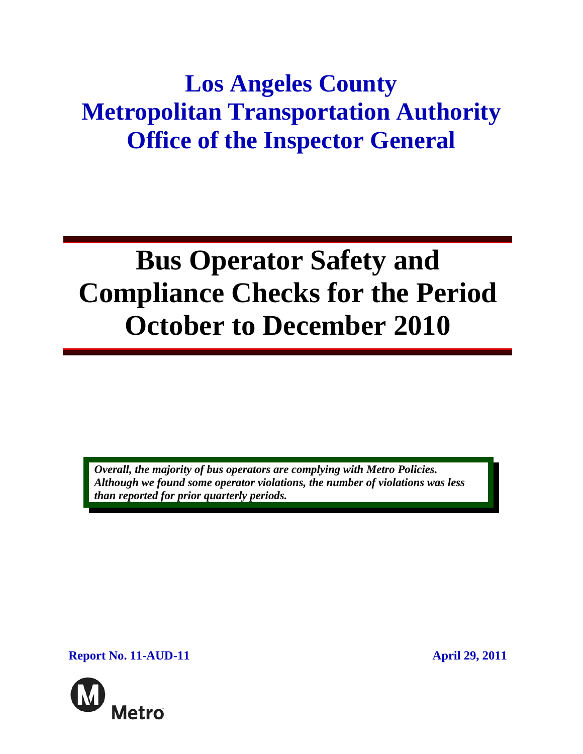# Los Angeles County Metropolitan Transportation Authority Office of the Inspector General

# Bus Operator Safety and Compliance Checks for the Period October to December 2010

***Overall, the majority of bus operators are complying with Metro Policies. Although we found some operator violations, the number of violations was less than reported for prior quarterly periods.***

**Report No. 11-AUD-11** **April 29, 2011**

Metro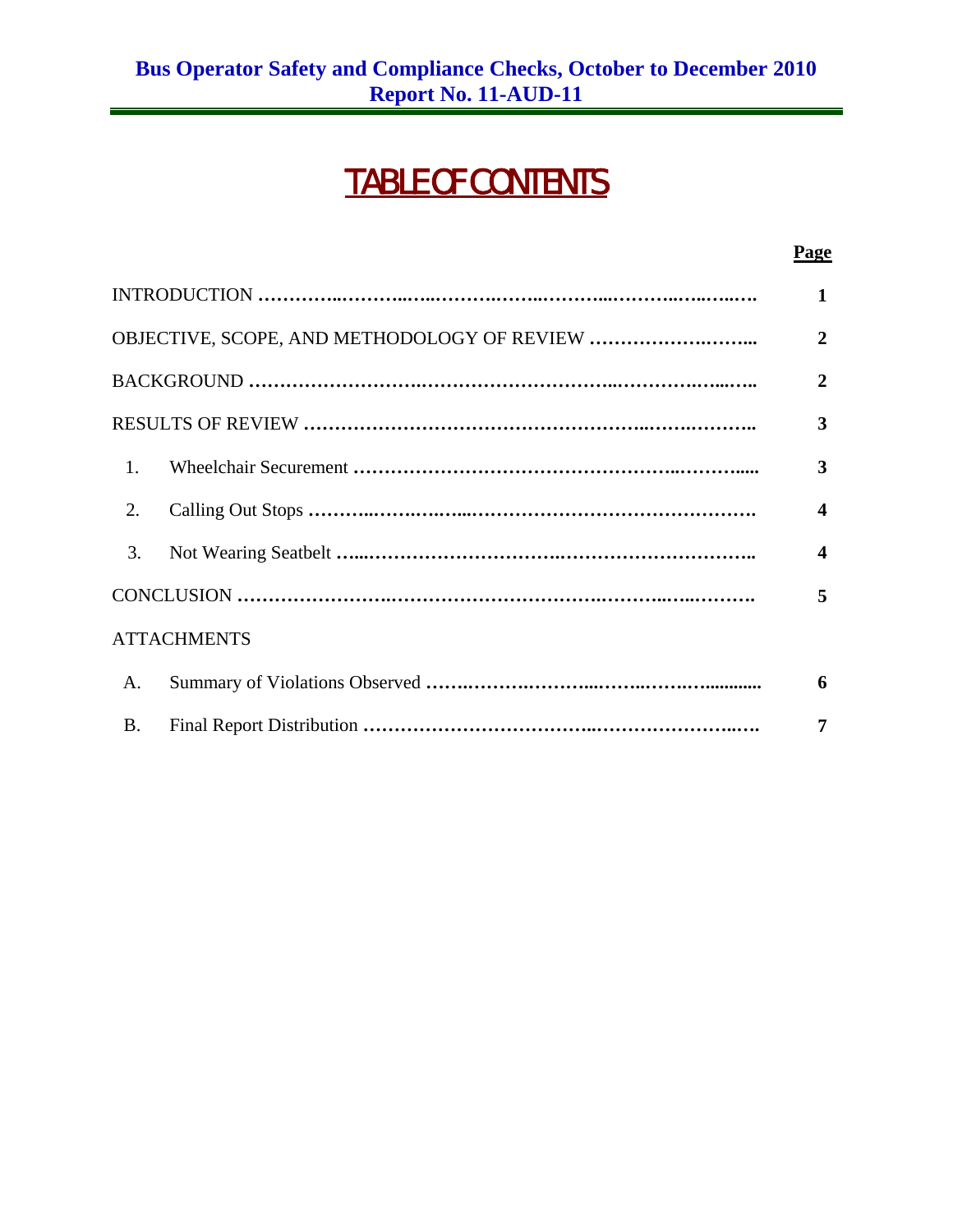# TABLE OF CONTENTS

| | | Page |
|---|---|---|
| INTRODUCTION | | 1 |
| OBJECTIVE, SCOPE, AND METHODOLOGY OF REVIEW | | 2 |
| BACKGROUND | | 2 |
| RESULTS OF REVIEW | | 3 |
| 1. | Wheelchair Securement | 3 |
| 2. | Calling Out Stops | 4 |
| 3. | Not Wearing Seatbelt | 4 |
| CONCLUSION | | 5 |
| ATTACHMENTS | | |
| A. | Summary of Violations Observed | 6 |
| B. | Final Report Distribution | 7 |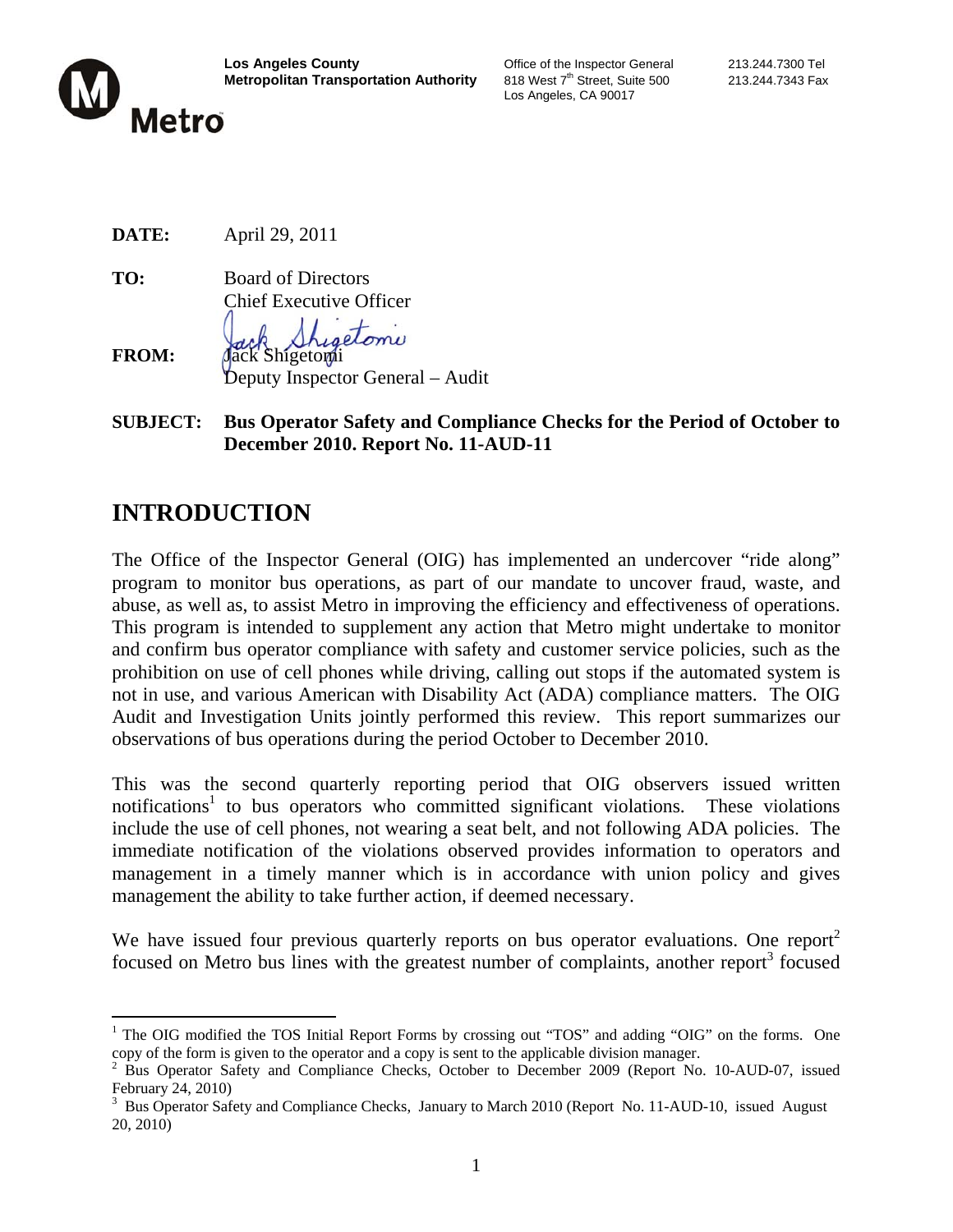Los Angeles County
Metropolitan Transportation Authority

Office of the Inspector General
818 West 7th Street, Suite 500
Los Angeles, CA 90017

213.244.7300 Tel
213.244.7343 Fax

**DATE:** April 29, 2011

**TO:** Board of Directors
Chief Executive Officer

**FROM:** Jack Shigetomi
Deputy Inspector General – Audit

**SUBJECT: Bus Operator Safety and Compliance Checks for the Period of October to December 2010. Report No. 11-AUD-11**

# INTRODUCTION

The Office of the Inspector General (OIG) has implemented an undercover "ride along" program to monitor bus operations, as part of our mandate to uncover fraud, waste, and abuse, as well as, to assist Metro in improving the efficiency and effectiveness of operations. This program is intended to supplement any action that Metro might undertake to monitor and confirm bus operator compliance with safety and customer service policies, such as the prohibition on use of cell phones while driving, calling out stops if the automated system is not in use, and various American with Disability Act (ADA) compliance matters. The OIG Audit and Investigation Units jointly performed this review. This report summarizes our observations of bus operations during the period October to December 2010.

This was the second quarterly reporting period that OIG observers issued written notifications[1] to bus operators who committed significant violations. These violations include the use of cell phones, not wearing a seat belt, and not following ADA policies. The immediate notification of the violations observed provides information to operators and management in a timely manner which is in accordance with union policy and gives management the ability to take further action, if deemed necessary.

We have issued four previous quarterly reports on bus operator evaluations. One report[2] focused on Metro bus lines with the greatest number of complaints, another report[3] focused

[1] The OIG modified the TOS Initial Report Forms by crossing out "TOS" and adding "OIG" on the forms. One copy of the form is given to the operator and a copy is sent to the applicable division manager.

[2] Bus Operator Safety and Compliance Checks, October to December 2009 (Report No. 10-AUD-07, issued February 24, 2010)

[3] Bus Operator Safety and Compliance Checks, January to March 2010 (Report No. 11-AUD-10, issued August 20, 2010)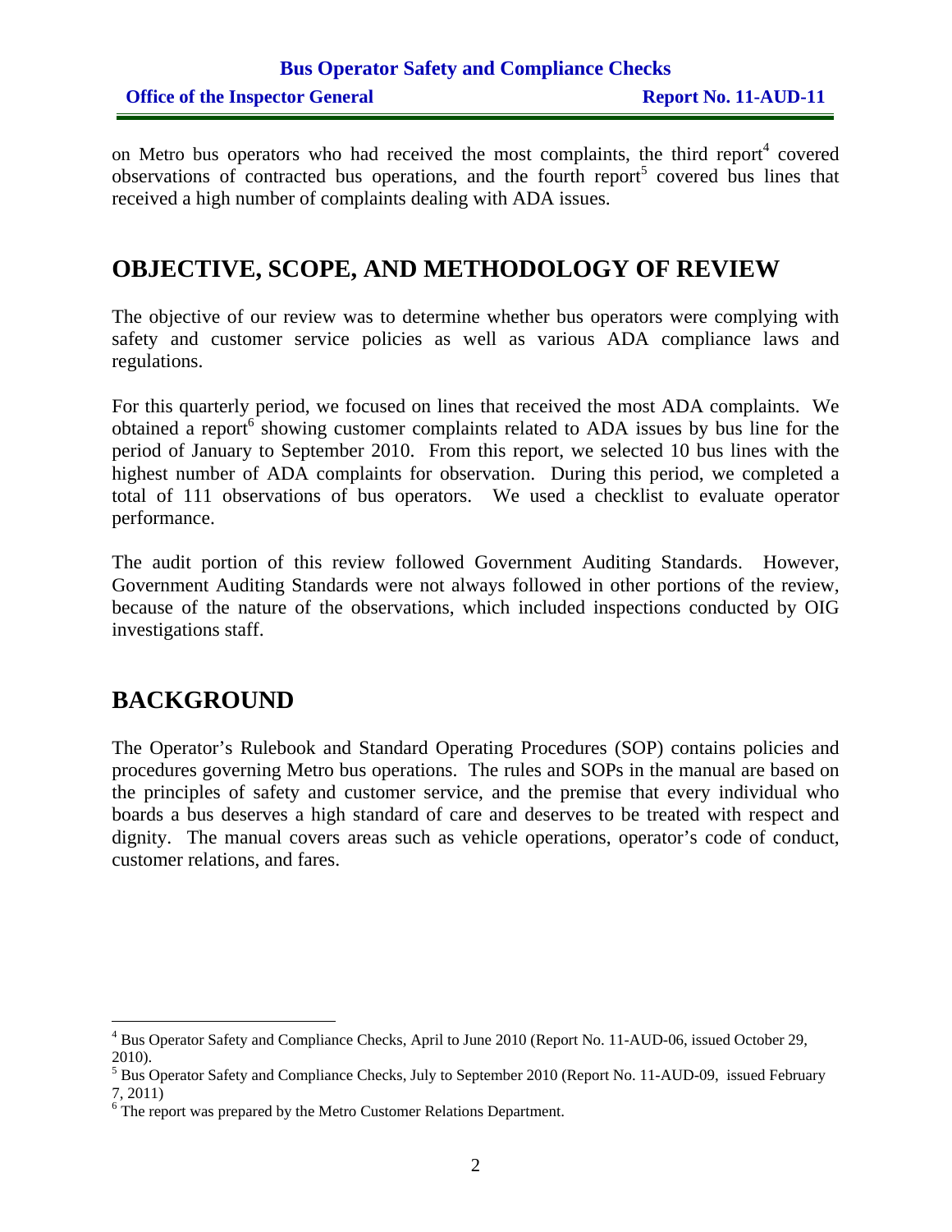on Metro bus operators who had received the most complaints, the third report[4] covered observations of contracted bus operations, and the fourth report[5] covered bus lines that received a high number of complaints dealing with ADA issues.

## OBJECTIVE, SCOPE, AND METHODOLOGY OF REVIEW

The objective of our review was to determine whether bus operators were complying with safety and customer service policies as well as various ADA compliance laws and regulations.

For this quarterly period, we focused on lines that received the most ADA complaints. We obtained a report[6] showing customer complaints related to ADA issues by bus line for the period of January to September 2010. From this report, we selected 10 bus lines with the highest number of ADA complaints for observation. During this period, we completed a total of 111 observations of bus operators. We used a checklist to evaluate operator performance.

The audit portion of this review followed Government Auditing Standards. However, Government Auditing Standards were not always followed in other portions of the review, because of the nature of the observations, which included inspections conducted by OIG investigations staff.

## BACKGROUND

The Operator's Rulebook and Standard Operating Procedures (SOP) contains policies and procedures governing Metro bus operations. The rules and SOPs in the manual are based on the principles of safety and customer service, and the premise that every individual who boards a bus deserves a high standard of care and deserves to be treated with respect and dignity. The manual covers areas such as vehicle operations, operator's code of conduct, customer relations, and fares.

---

[4] Bus Operator Safety and Compliance Checks, April to June 2010 (Report No. 11-AUD-06, issued October 29, 2010).

[5] Bus Operator Safety and Compliance Checks, July to September 2010 (Report No. 11-AUD-09, issued February 7, 2011)

[6] The report was prepared by the Metro Customer Relations Department.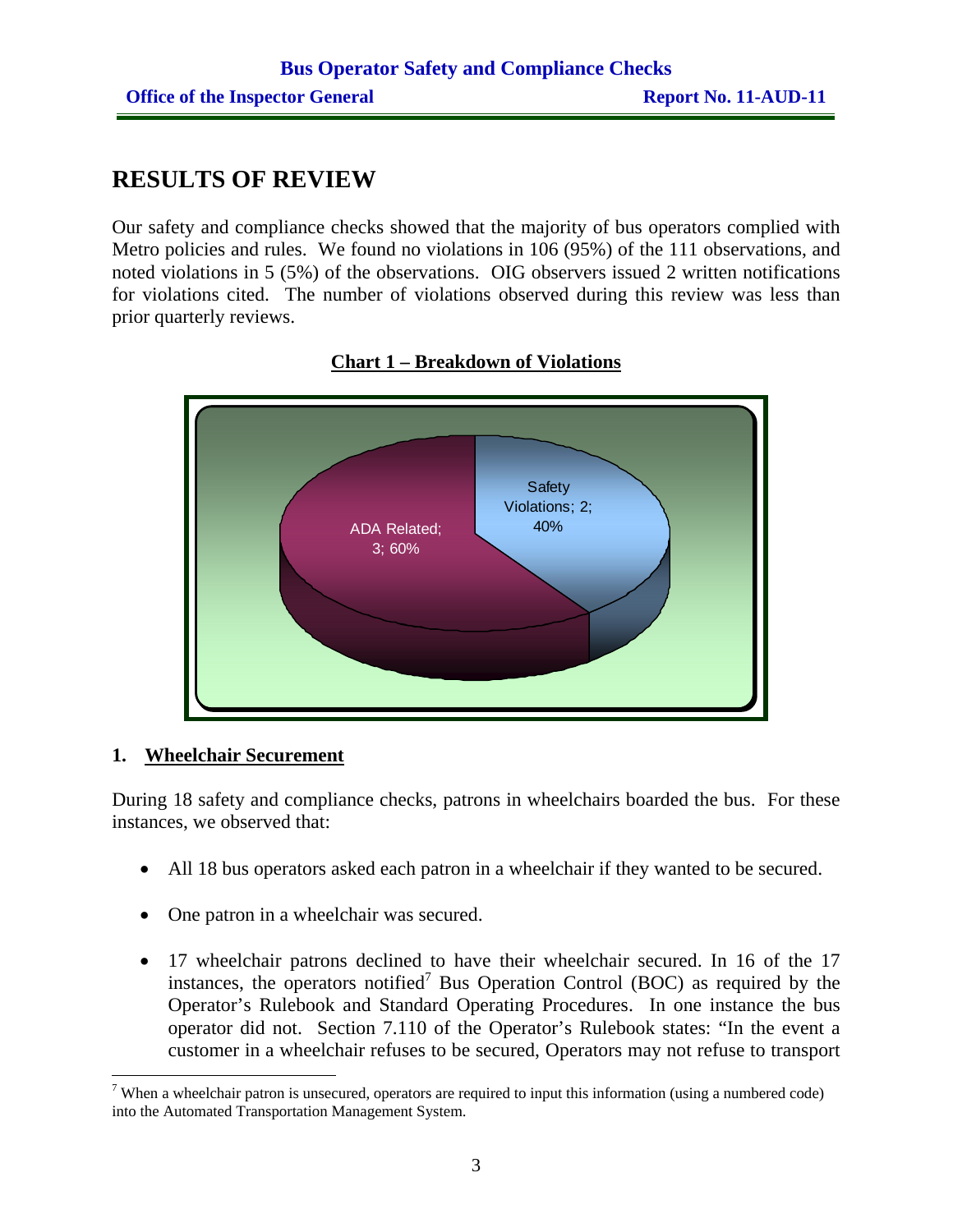# RESULTS OF REVIEW

Our safety and compliance checks showed that the majority of bus operators complied with Metro policies and rules. We found no violations in 106 (95%) of the 111 observations, and noted violations in 5 (5%) of the observations. OIG observers issued 2 written notifications for violations cited. The number of violations observed during this review was less than prior quarterly reviews.

**Chart 1 – Breakdown of Violations**

| Category | Number | Percent |
|---|---|---|
| ADA Related | 3 | 60% |
| Safety Violations | 2 | 40% |

## 1. Wheelchair Securement

During 18 safety and compliance checks, patrons in wheelchairs boarded the bus. For these instances, we observed that:

- All 18 bus operators asked each patron in a wheelchair if they wanted to be secured.
- One patron in a wheelchair was secured.
- 17 wheelchair patrons declined to have their wheelchair secured. In 16 of the 17 instances, the operators notified[7] Bus Operation Control (BOC) as required by the Operator's Rulebook and Standard Operating Procedures. In one instance the bus operator did not. Section 7.110 of the Operator's Rulebook states: "In the event a customer in a wheelchair refuses to be secured, Operators may not refuse to transport

[7] When a wheelchair patron is unsecured, operators are required to input this information (using a numbered code) into the Automated Transportation Management System.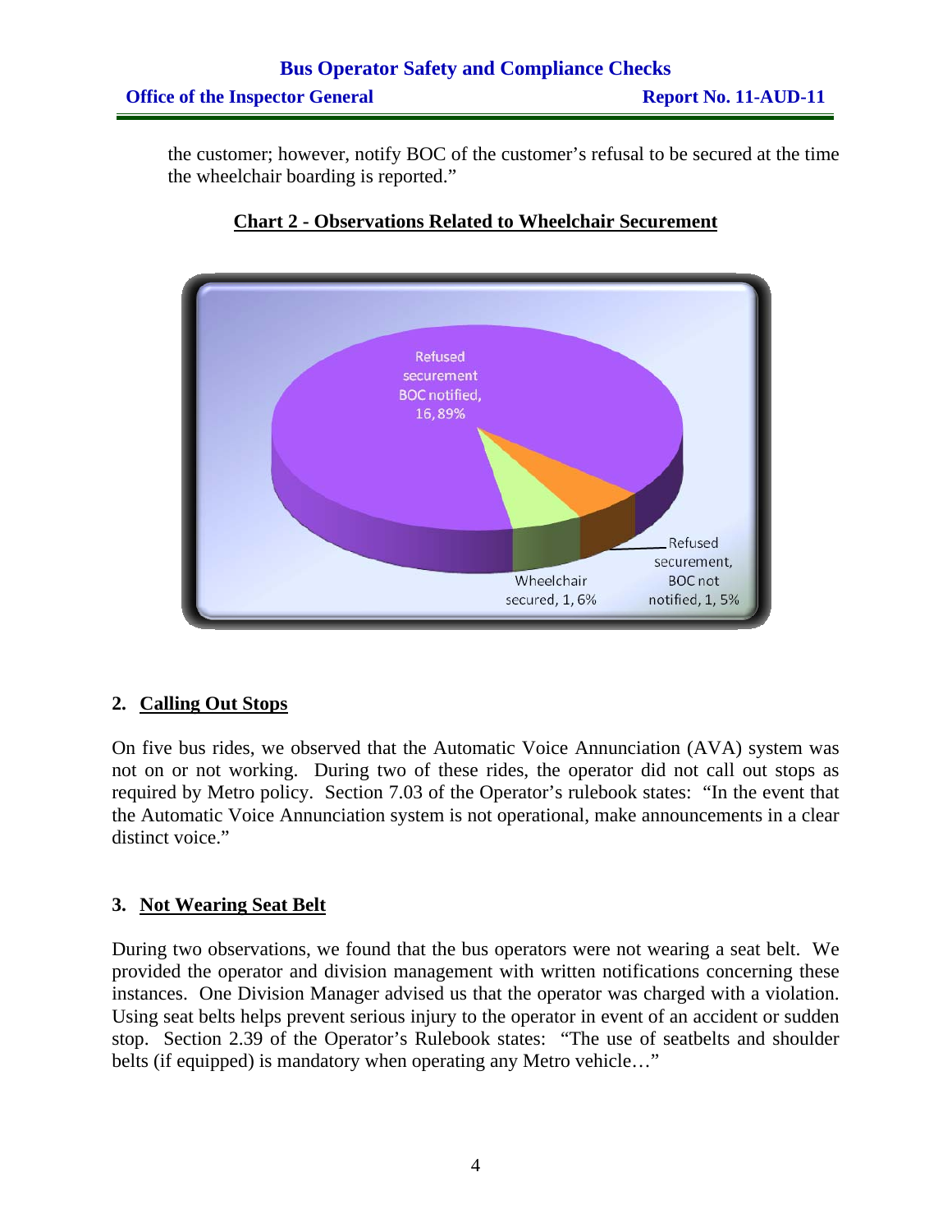the customer; however, notify BOC of the customer's refusal to be secured at the time the wheelchair boarding is reported."

**Chart 2 - Observations Related to Wheelchair Securement**

Refused securement BOC notified, 16, 89%

Wheelchair secured, 1, 6%

Refused securement, BOC not notified, 1, 5%

## 2. Calling Out Stops

On five bus rides, we observed that the Automatic Voice Annunciation (AVA) system was not on or not working. During two of these rides, the operator did not call out stops as required by Metro policy. Section 7.03 of the Operator's rulebook states: "In the event that the Automatic Voice Annunciation system is not operational, make announcements in a clear distinct voice."

## 3. Not Wearing Seat Belt

During two observations, we found that the bus operators were not wearing a seat belt. We provided the operator and division management with written notifications concerning these instances. One Division Manager advised us that the operator was charged with a violation. Using seat belts helps prevent serious injury to the operator in event of an accident or sudden stop. Section 2.39 of the Operator's Rulebook states: "The use of seatbelts and shoulder belts (if equipped) is mandatory when operating any Metro vehicle…"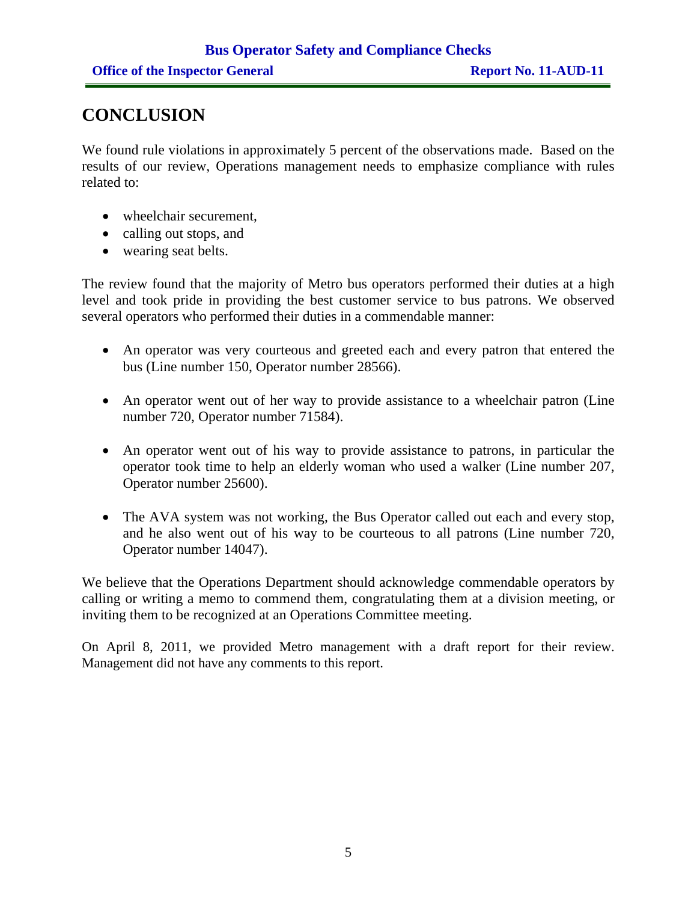## CONCLUSION

We found rule violations in approximately 5 percent of the observations made. Based on the results of our review, Operations management needs to emphasize compliance with rules related to:

- wheelchair securement,
- calling out stops, and
- wearing seat belts.

The review found that the majority of Metro bus operators performed their duties at a high level and took pride in providing the best customer service to bus patrons. We observed several operators who performed their duties in a commendable manner:

- An operator was very courteous and greeted each and every patron that entered the bus (Line number 150, Operator number 28566).

- An operator went out of her way to provide assistance to a wheelchair patron (Line number 720, Operator number 71584).

- An operator went out of his way to provide assistance to patrons, in particular the operator took time to help an elderly woman who used a walker (Line number 207, Operator number 25600).

- The AVA system was not working, the Bus Operator called out each and every stop, and he also went out of his way to be courteous to all patrons (Line number 720, Operator number 14047).

We believe that the Operations Department should acknowledge commendable operators by calling or writing a memo to commend them, congratulating them at a division meeting, or inviting them to be recognized at an Operations Committee meeting.

On April 8, 2011, we provided Metro management with a draft report for their review. Management did not have any comments to this report.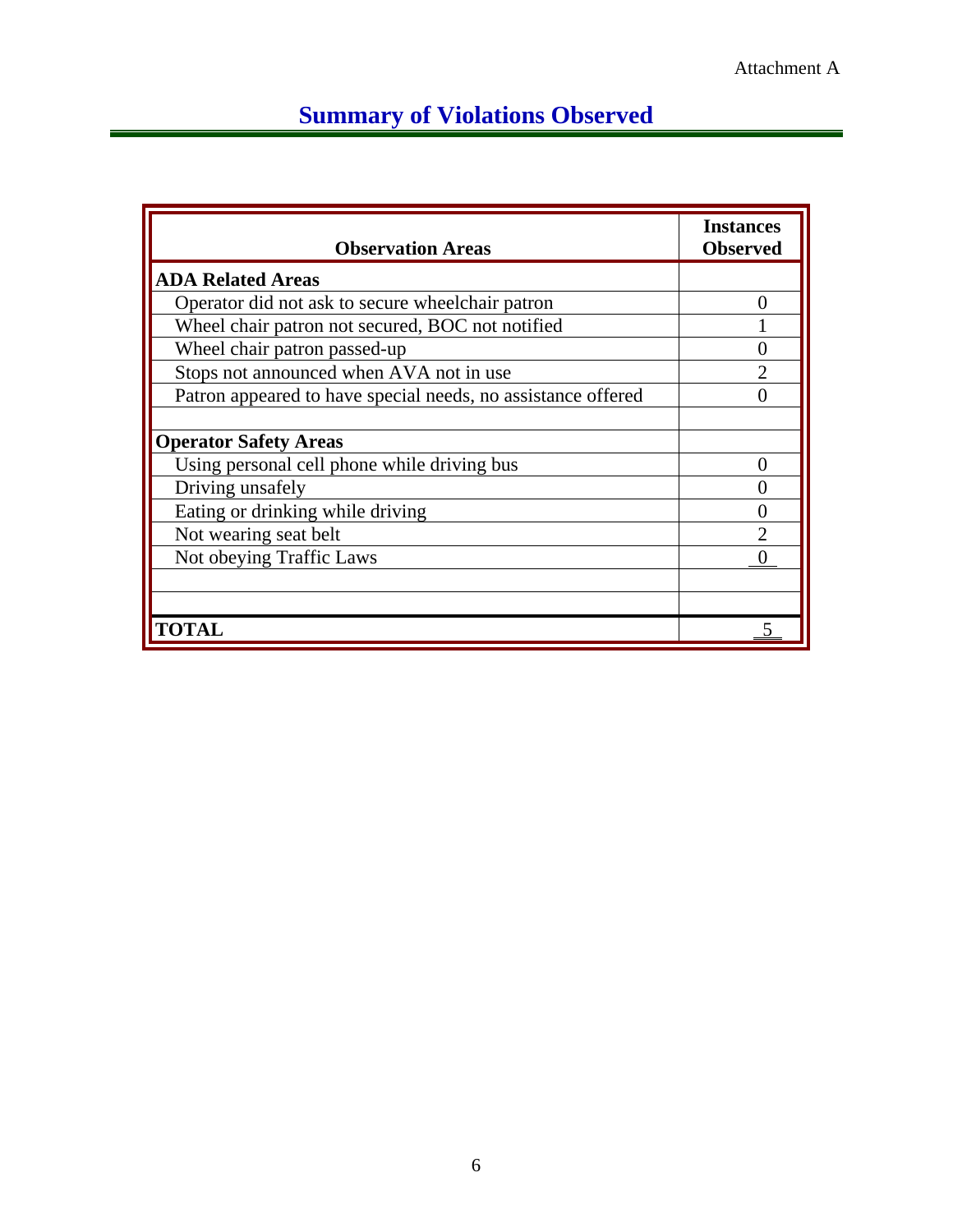Attachment A

# Summary of Violations Observed

| Observation Areas | Instances Observed |
|---|---|
| **ADA Related Areas** | |
| Operator did not ask to secure wheelchair patron | 0 |
| Wheel chair patron not secured, BOC not notified | 1 |
| Wheel chair patron passed-up | 0 |
| Stops not announced when AVA not in use | 2 |
| Patron appeared to have special needs, no assistance offered | 0 |
| | |
| **Operator Safety Areas** | |
| Using personal cell phone while driving bus | 0 |
| Driving unsafely | 0 |
| Eating or drinking while driving | 0 |
| Not wearing seat belt | 2 |
| Not obeying Traffic Laws | 0 |
| | |
| | |
| **TOTAL** | 5 |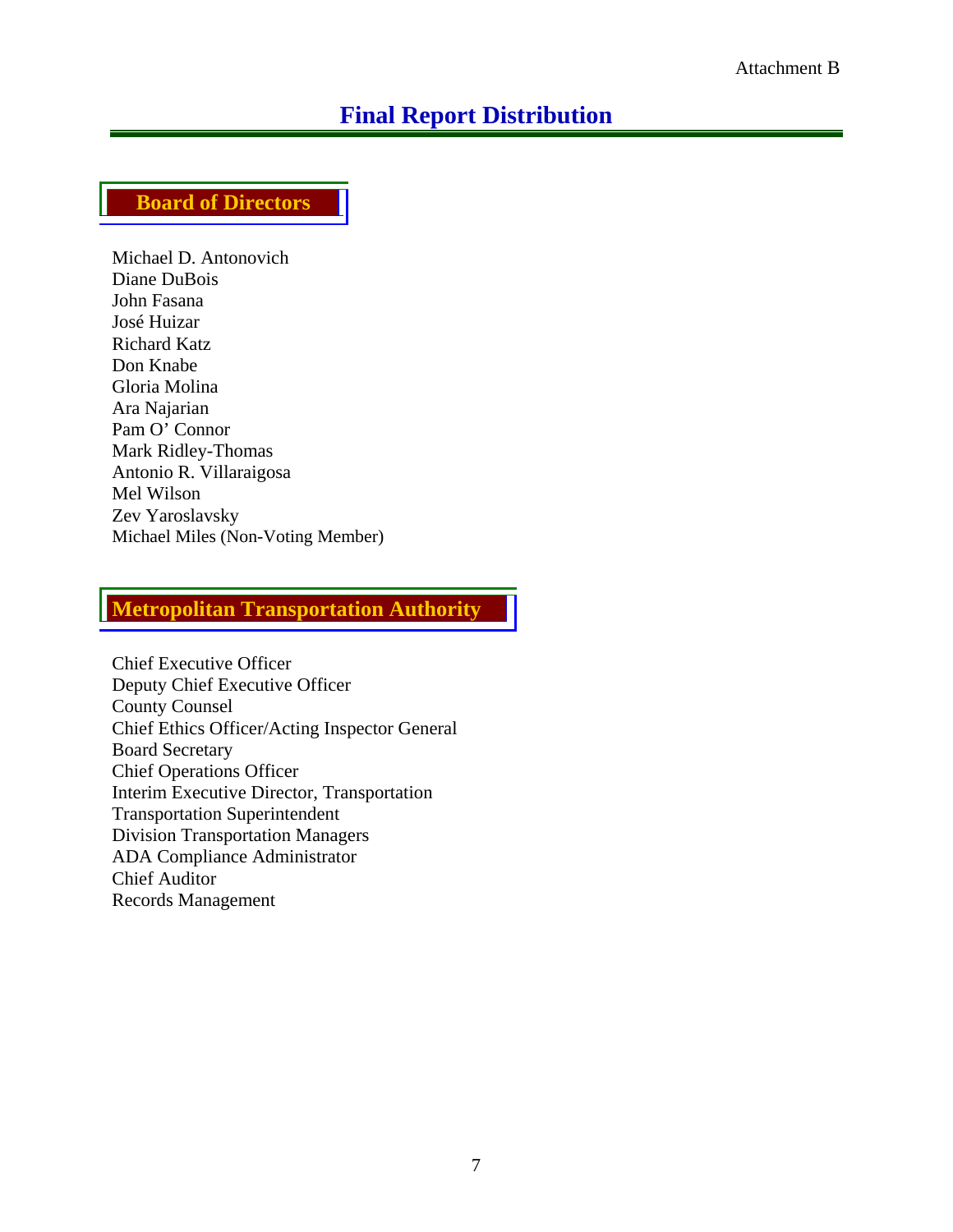Attachment B

# Final Report Distribution

## Board of Directors

Michael D. Antonovich
Diane DuBois
John Fasana
José Huizar
Richard Katz
Don Knabe
Gloria Molina
Ara Najarian
Pam O' Connor
Mark Ridley-Thomas
Antonio R. Villaraigosa
Mel Wilson
Zev Yaroslavsky
Michael Miles (Non-Voting Member)

## Metropolitan Transportation Authority

Chief Executive Officer
Deputy Chief Executive Officer
County Counsel
Chief Ethics Officer/Acting Inspector General
Board Secretary
Chief Operations Officer
Interim Executive Director, Transportation
Transportation Superintendent
Division Transportation Managers
ADA Compliance Administrator
Chief Auditor
Records Management